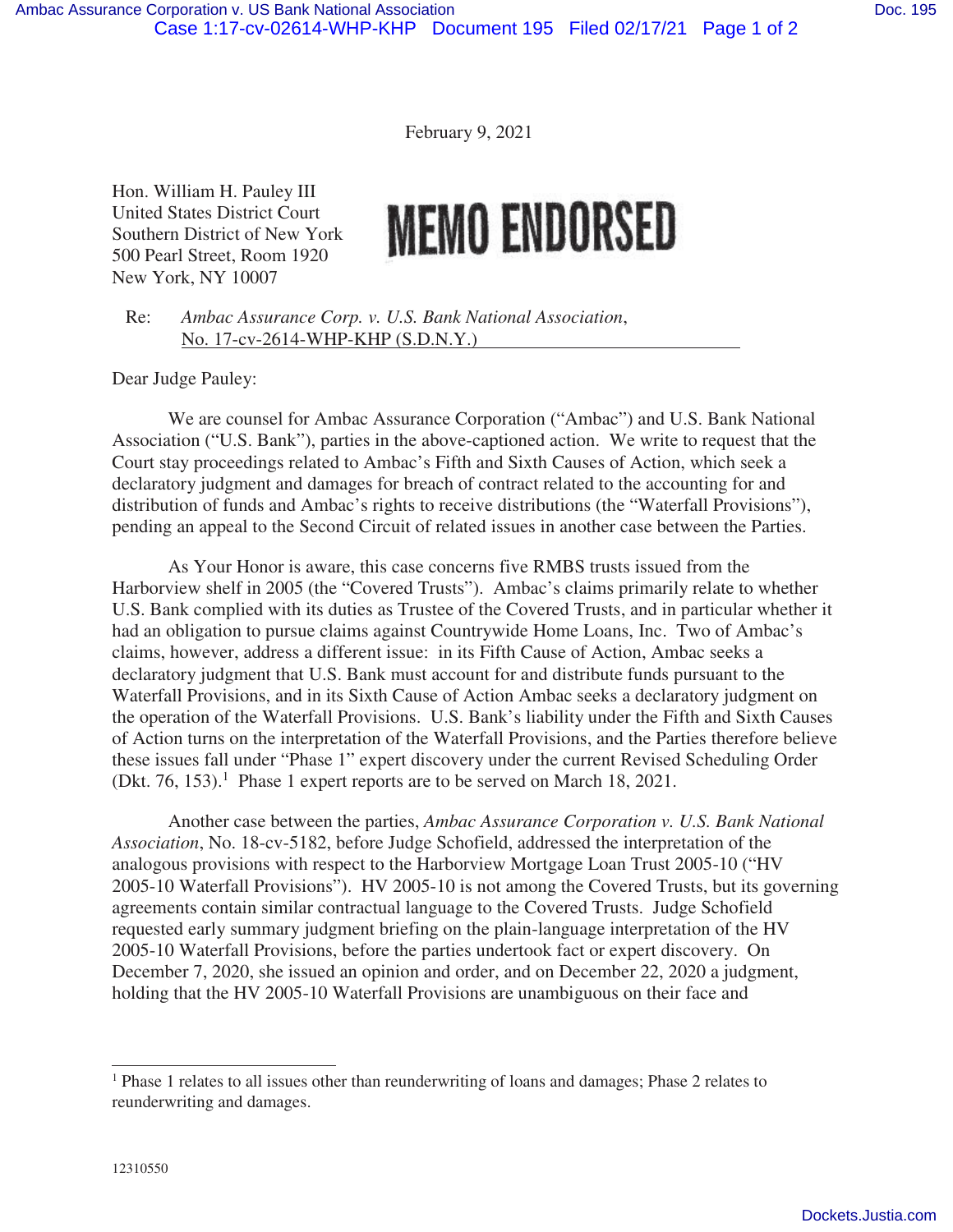February 9, 2021

Hon. William H. Pauley III
United States District Court
Southern District of New York
500 Pearl Street, Room 1920
New York, NY 10007

**MEMO ENDORSED**

Re: *Ambac Assurance Corp. v. U.S. Bank National Association*, No. 17-cv-2614-WHP-KHP (S.D.N.Y.)

Dear Judge Pauley:

We are counsel for Ambac Assurance Corporation ("Ambac") and U.S. Bank National Association ("U.S. Bank"), parties in the above-captioned action. We write to request that the Court stay proceedings related to Ambac's Fifth and Sixth Causes of Action, which seek a declaratory judgment and damages for breach of contract related to the accounting for and distribution of funds and Ambac's rights to receive distributions (the "Waterfall Provisions"), pending an appeal to the Second Circuit of related issues in another case between the Parties.

As Your Honor is aware, this case concerns five RMBS trusts issued from the Harborview shelf in 2005 (the "Covered Trusts"). Ambac's claims primarily relate to whether U.S. Bank complied with its duties as Trustee of the Covered Trusts, and in particular whether it had an obligation to pursue claims against Countrywide Home Loans, Inc. Two of Ambac's claims, however, address a different issue: in its Fifth Cause of Action, Ambac seeks a declaratory judgment that U.S. Bank must account for and distribute funds pursuant to the Waterfall Provisions, and in its Sixth Cause of Action Ambac seeks a declaratory judgment on the operation of the Waterfall Provisions. U.S. Bank's liability under the Fifth and Sixth Causes of Action turns on the interpretation of the Waterfall Provisions, and the Parties therefore believe these issues fall under "Phase 1" expert discovery under the current Revised Scheduling Order (Dkt. 76, 153).[1] Phase 1 expert reports are to be served on March 18, 2021.

Another case between the parties, *Ambac Assurance Corporation v. U.S. Bank National Association*, No. 18-cv-5182, before Judge Schofield, addressed the interpretation of the analogous provisions with respect to the Harborview Mortgage Loan Trust 2005-10 ("HV 2005-10 Waterfall Provisions"). HV 2005-10 is not among the Covered Trusts, but its governing agreements contain similar contractual language to the Covered Trusts. Judge Schofield requested early summary judgment briefing on the plain-language interpretation of the HV 2005-10 Waterfall Provisions, before the parties undertook fact or expert discovery. On December 7, 2020, she issued an opinion and order, and on December 22, 2020 a judgment, holding that the HV 2005-10 Waterfall Provisions are unambiguous on their face and

---

[1] Phase 1 relates to all issues other than reunderwriting of loans and damages; Phase 2 relates to reunderwriting and damages.

12310550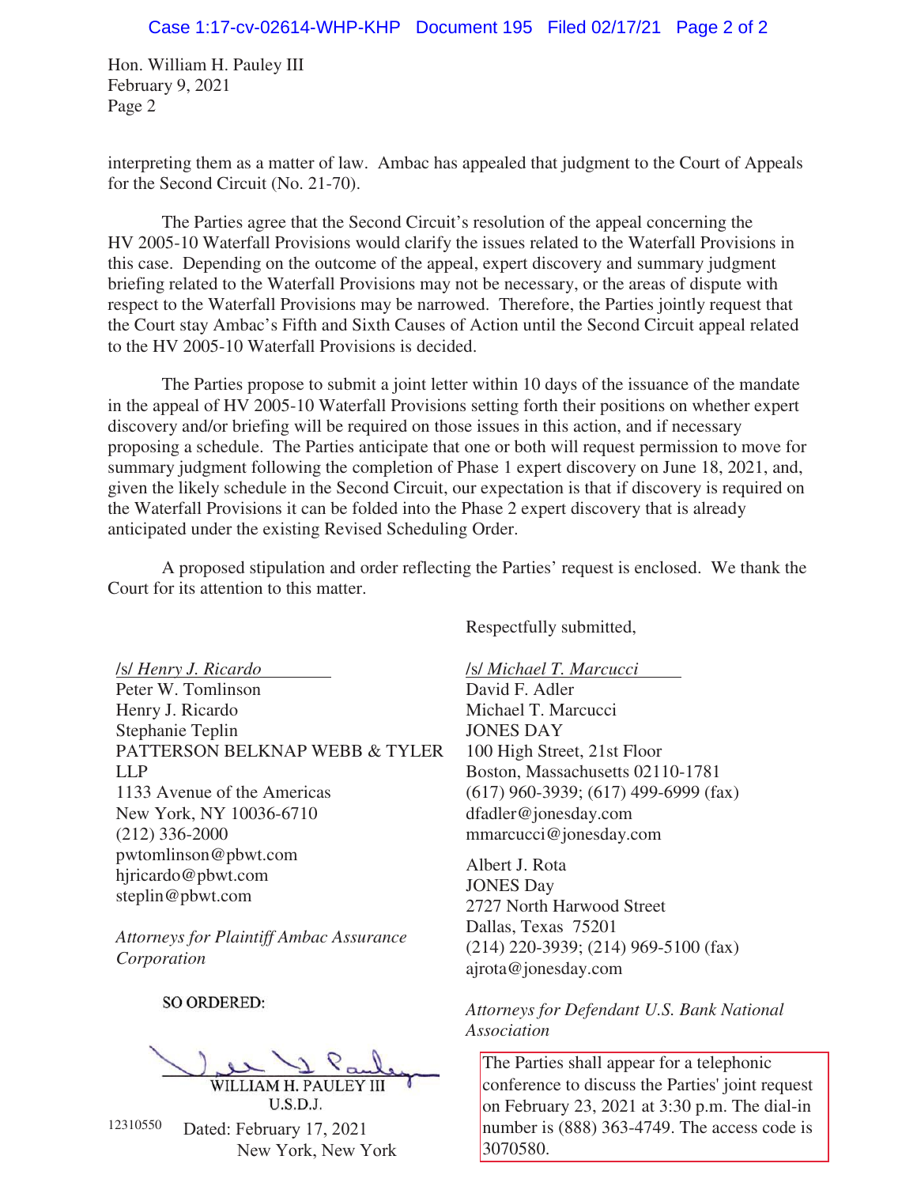Hon. William H. Pauley III
February 9, 2021
Page 2

interpreting them as a matter of law. Ambac has appealed that judgment to the Court of Appeals for the Second Circuit (No. 21-70).

The Parties agree that the Second Circuit's resolution of the appeal concerning the HV 2005-10 Waterfall Provisions would clarify the issues related to the Waterfall Provisions in this case. Depending on the outcome of the appeal, expert discovery and summary judgment briefing related to the Waterfall Provisions may not be necessary, or the areas of dispute with respect to the Waterfall Provisions may be narrowed. Therefore, the Parties jointly request that the Court stay Ambac's Fifth and Sixth Causes of Action until the Second Circuit appeal related to the HV 2005-10 Waterfall Provisions is decided.

The Parties propose to submit a joint letter within 10 days of the issuance of the mandate in the appeal of HV 2005-10 Waterfall Provisions setting forth their positions on whether expert discovery and/or briefing will be required on those issues in this action, and if necessary proposing a schedule. The Parties anticipate that one or both will request permission to move for summary judgment following the completion of Phase 1 expert discovery on June 18, 2021, and, given the likely schedule in the Second Circuit, our expectation is that if discovery is required on the Waterfall Provisions it can be folded into the Phase 2 expert discovery that is already anticipated under the existing Revised Scheduling Order.

A proposed stipulation and order reflecting the Parties' request is enclosed. We thank the Court for its attention to this matter.

Respectfully submitted,

/s/ *Henry J. Ricardo*
Peter W. Tomlinson
Henry J. Ricardo
Stephanie Teplin
PATTERSON BELKNAP WEBB & TYLER LLP
1133 Avenue of the Americas
New York, NY 10036-6710
(212) 336-2000
pwtomlinson@pbwt.com
hjricardo@pbwt.com
steplin@pbwt.com

*Attorneys for Plaintiff Ambac Assurance Corporation*

/s/ *Michael T. Marcucci*
David F. Adler
Michael T. Marcucci
JONES DAY
100 High Street, 21st Floor
Boston, Massachusetts 02110-1781
(617) 960-3939; (617) 499-6999 (fax)
dfadler@jonesday.com
mmarcucci@jonesday.com

Albert J. Rota
JONES Day
2727 North Harwood Street
Dallas, Texas 75201
(214) 220-3939; (214) 969-5100 (fax)
ajrota@jonesday.com

*Attorneys for Defendant U.S. Bank National Association*

SO ORDERED:

WILLIAM H. PAULEY III
U.S.D.J.

12310550

Dated: February 17, 2021
New York, New York

The Parties shall appear for a telephonic conference to discuss the Parties' joint request on February 23, 2021 at 3:30 p.m. The dial-in number is (888) 363-4749. The access code is 3070580.